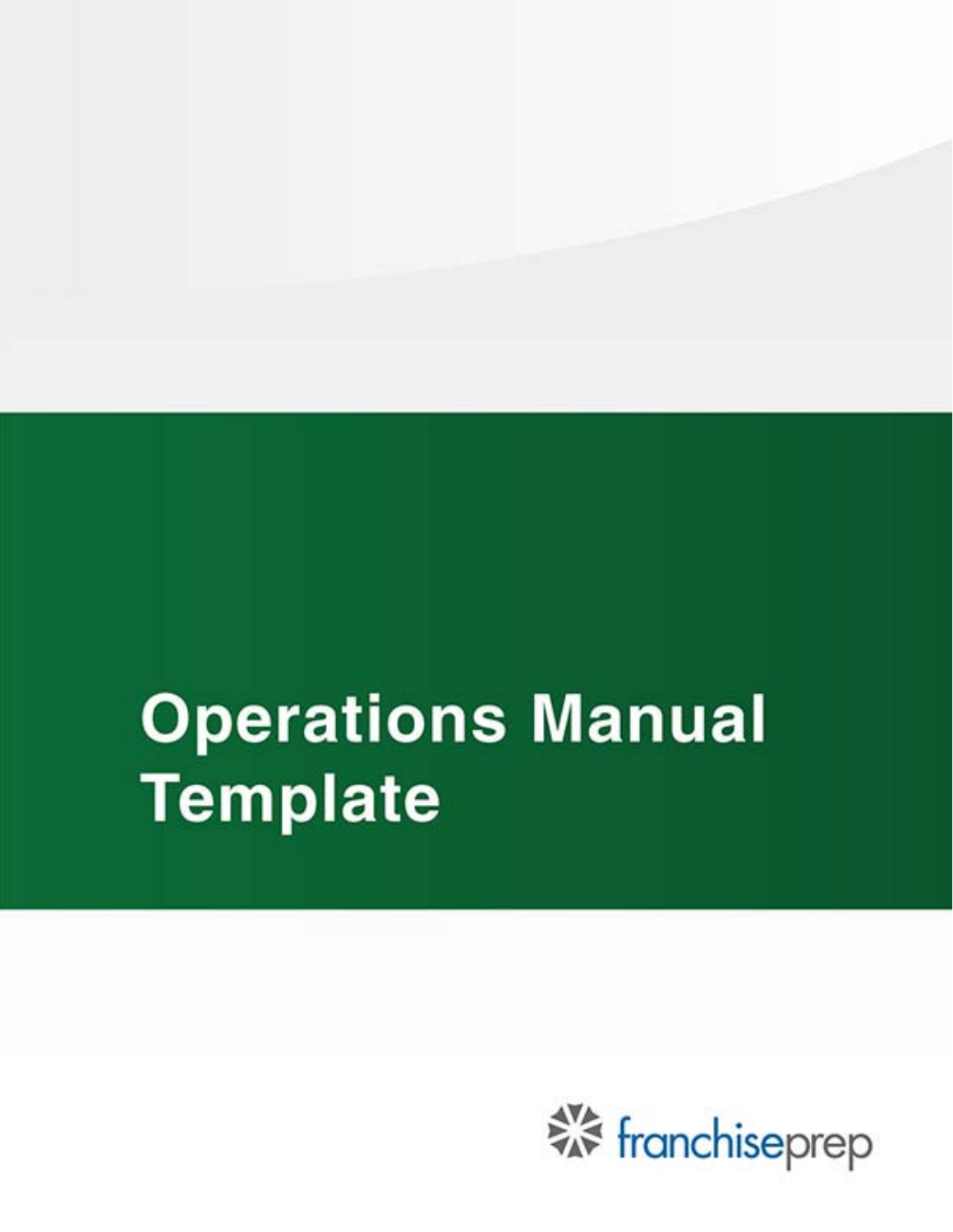# Operations Manual Template

franchiseprep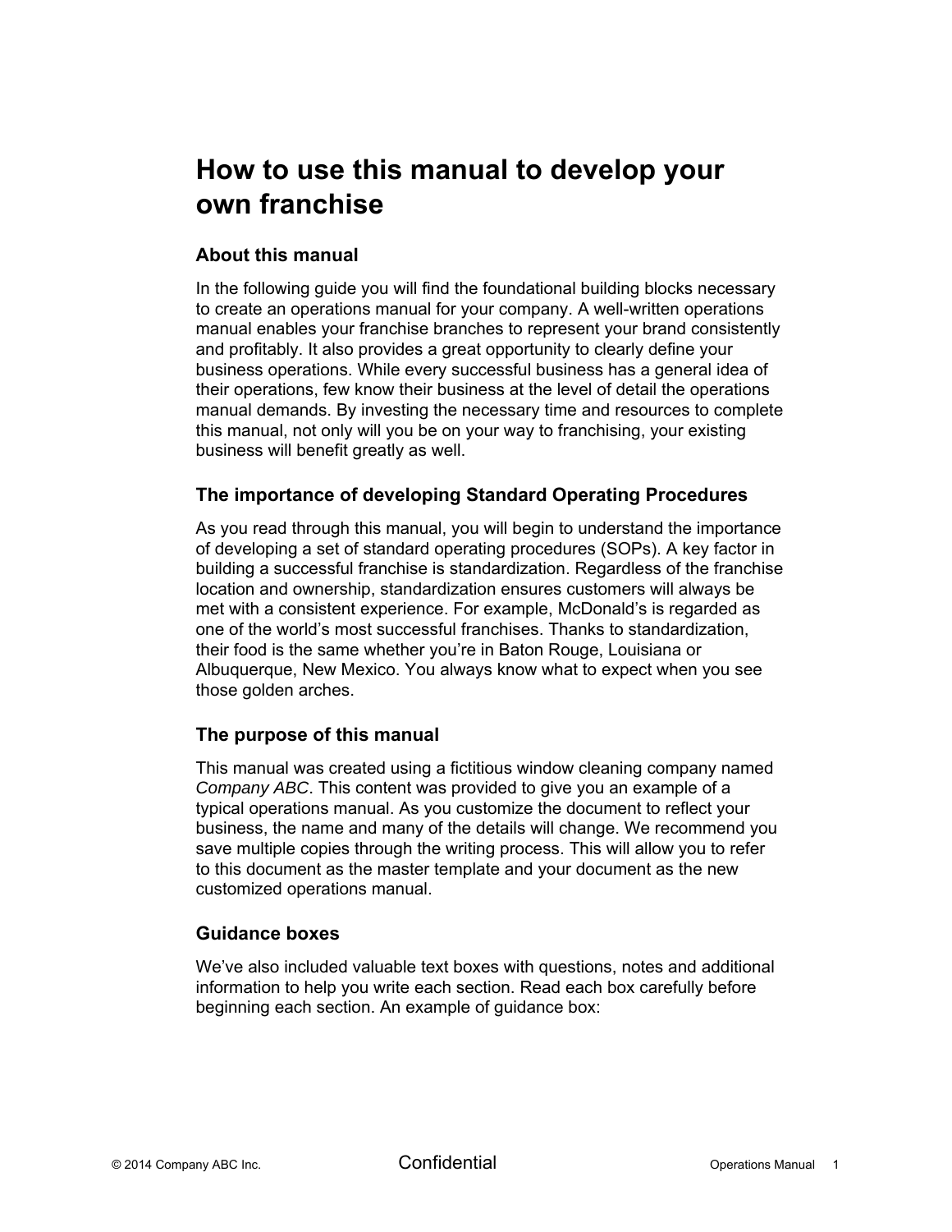# How to use this manual to develop your own franchise

## About this manual

In the following guide you will find the foundational building blocks necessary to create an operations manual for your company. A well-written operations manual enables your franchise branches to represent your brand consistently and profitably. It also provides a great opportunity to clearly define your business operations. While every successful business has a general idea of their operations, few know their business at the level of detail the operations manual demands. By investing the necessary time and resources to complete this manual, not only will you be on your way to franchising, your existing business will benefit greatly as well.

## The importance of developing Standard Operating Procedures

As you read through this manual, you will begin to understand the importance of developing a set of standard operating procedures (SOPs). A key factor in building a successful franchise is standardization. Regardless of the franchise location and ownership, standardization ensures customers will always be met with a consistent experience. For example, McDonald's is regarded as one of the world's most successful franchises. Thanks to standardization, their food is the same whether you're in Baton Rouge, Louisiana or Albuquerque, New Mexico. You always know what to expect when you see those golden arches.

## The purpose of this manual

This manual was created using a fictitious window cleaning company named *Company ABC*. This content was provided to give you an example of a typical operations manual. As you customize the document to reflect your business, the name and many of the details will change. We recommend you save multiple copies through the writing process. This will allow you to refer to this document as the master template and your document as the new customized operations manual.

## Guidance boxes

We've also included valuable text boxes with questions, notes and additional information to help you write each section. Read each box carefully before beginning each section. An example of guidance box: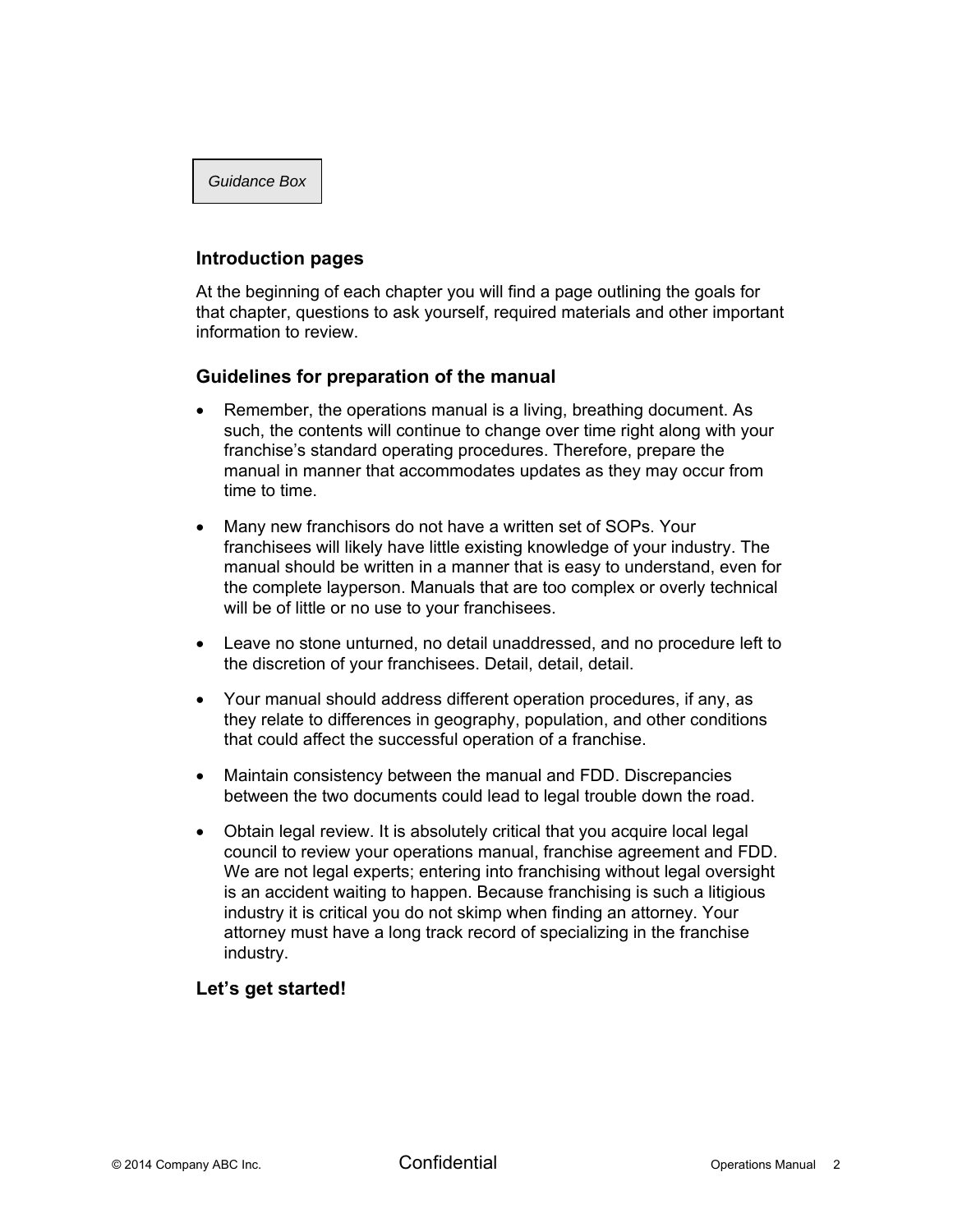*Guidance Box*

### Introduction pages

At the beginning of each chapter you will find a page outlining the goals for that chapter, questions to ask yourself, required materials and other important information to review.

### Guidelines for preparation of the manual

- Remember, the operations manual is a living, breathing document. As such, the contents will continue to change over time right along with your franchise's standard operating procedures. Therefore, prepare the manual in manner that accommodates updates as they may occur from time to time.

- Many new franchisors do not have a written set of SOPs. Your franchisees will likely have little existing knowledge of your industry. The manual should be written in a manner that is easy to understand, even for the complete layperson. Manuals that are too complex or overly technical will be of little or no use to your franchisees.

- Leave no stone unturned, no detail unaddressed, and no procedure left to the discretion of your franchisees. Detail, detail, detail.

- Your manual should address different operation procedures, if any, as they relate to differences in geography, population, and other conditions that could affect the successful operation of a franchise.

- Maintain consistency between the manual and FDD. Discrepancies between the two documents could lead to legal trouble down the road.

- Obtain legal review. It is absolutely critical that you acquire local legal council to review your operations manual, franchise agreement and FDD. We are not legal experts; entering into franchising without legal oversight is an accident waiting to happen. Because franchising is such a litigious industry it is critical you do not skimp when finding an attorney. Your attorney must have a long track record of specializing in the franchise industry.

### Let's get started!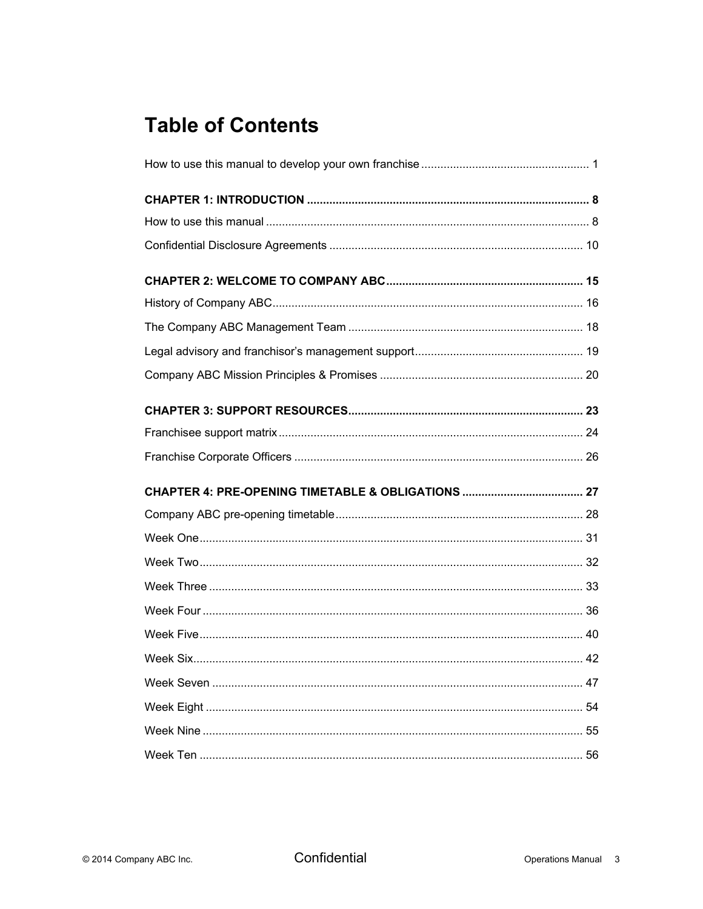# Table of Contents

How to use this manual to develop your own franchise .................................................... 1

**CHAPTER 1: INTRODUCTION ........................................................................................ 8**

How to use this manual .................................................................................................... 8

Confidential Disclosure Agreements ............................................................................... 10

**CHAPTER 2: WELCOME TO COMPANY ABC ............................................................. 15**

History of Company ABC ................................................................................................. 16

The Company ABC Management Team ......................................................................... 18

Legal advisory and franchisor's management support .................................................... 19

Company ABC Mission Principles & Promises ............................................................... 20

**CHAPTER 3: SUPPORT RESOURCES ......................................................................... 23**

Franchisee support matrix ............................................................................................... 24

Franchise Corporate Officers .......................................................................................... 26

**CHAPTER 4: PRE-OPENING TIMETABLE & OBLIGATIONS ...................................... 27**

Company ABC pre-opening timetable ............................................................................. 28

Week One ........................................................................................................................ 31

Week Two ........................................................................................................................ 32

Week Three ..................................................................................................................... 33

Week Four ....................................................................................................................... 36

Week Five ........................................................................................................................ 40

Week Six .......................................................................................................................... 42

Week Seven .................................................................................................................... 47

Week Eight ...................................................................................................................... 54

Week Nine ....................................................................................................................... 55

Week Ten ........................................................................................................................ 56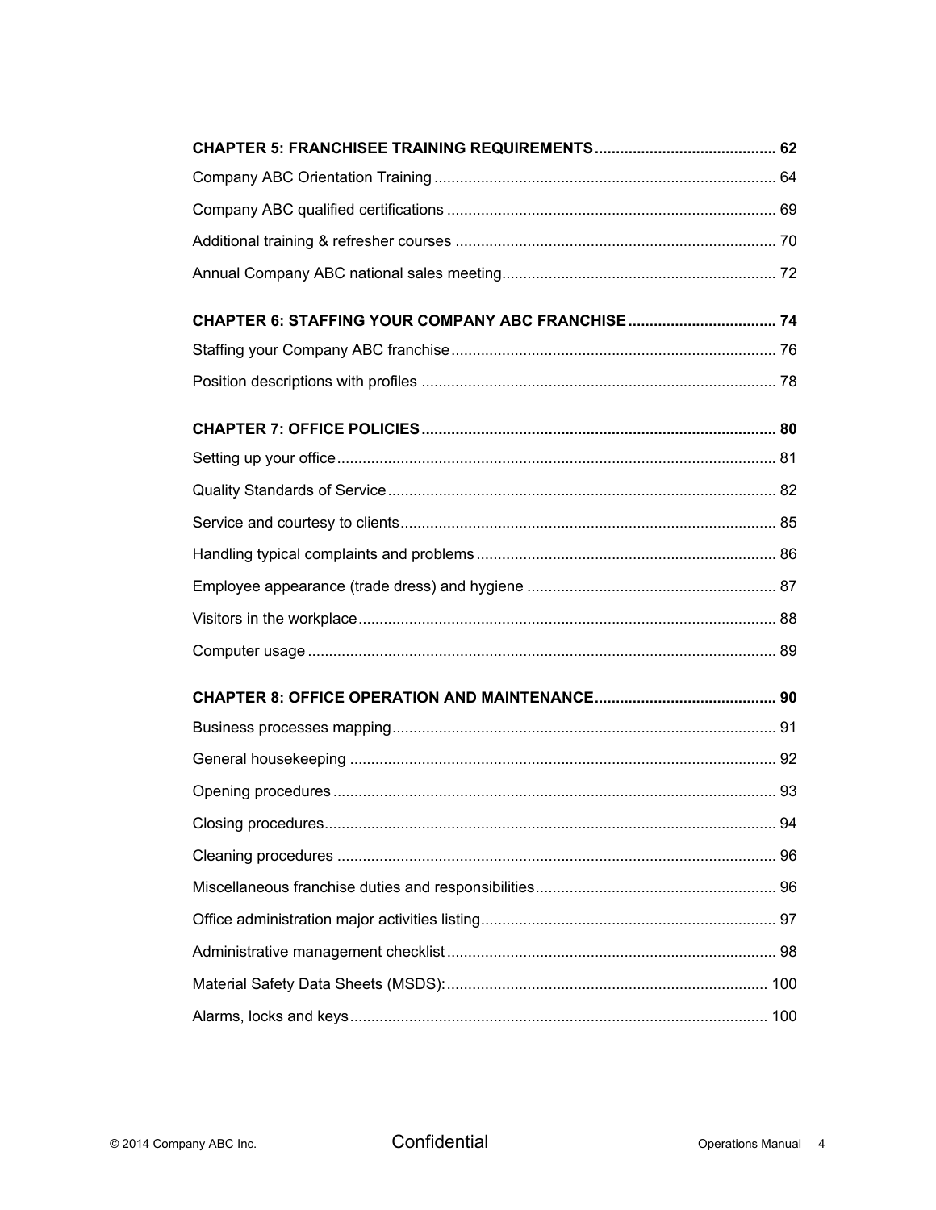**CHAPTER 5: FRANCHISEE TRAINING REQUIREMENTS .......................................... 62**

Company ABC Orientation Training ................................................................................ 64

Company ABC qualified certifications ............................................................................ 69

Additional training & refresher courses .......................................................................... 70

Annual Company ABC national sales meeting ................................................................ 72

**CHAPTER 6: STAFFING YOUR COMPANY ABC FRANCHISE .................................. 74**

Staffing your Company ABC franchise ............................................................................ 76

Position descriptions with profiles .................................................................................. 78

**CHAPTER 7: OFFICE POLICIES .................................................................................. 80**

Setting up your office ....................................................................................................... 81

Quality Standards of Service ........................................................................................... 82

Service and courtesy to clients ........................................................................................ 85

Handling typical complaints and problems ...................................................................... 86

Employee appearance (trade dress) and hygiene .......................................................... 87

Visitors in the workplace .................................................................................................. 88

Computer usage .............................................................................................................. 89

**CHAPTER 8: OFFICE OPERATION AND MAINTENANCE .......................................... 90**

Business processes mapping .......................................................................................... 91

General housekeeping .................................................................................................... 92

Opening procedures ........................................................................................................ 93

Closing procedures .......................................................................................................... 94

Cleaning procedures ....................................................................................................... 96

Miscellaneous franchise duties and responsibilities ........................................................ 96

Office administration major activities listing ..................................................................... 97

Administrative management checklist ............................................................................. 98

Material Safety Data Sheets (MSDS): ........................................................................... 100

Alarms, locks and keys .................................................................................................. 100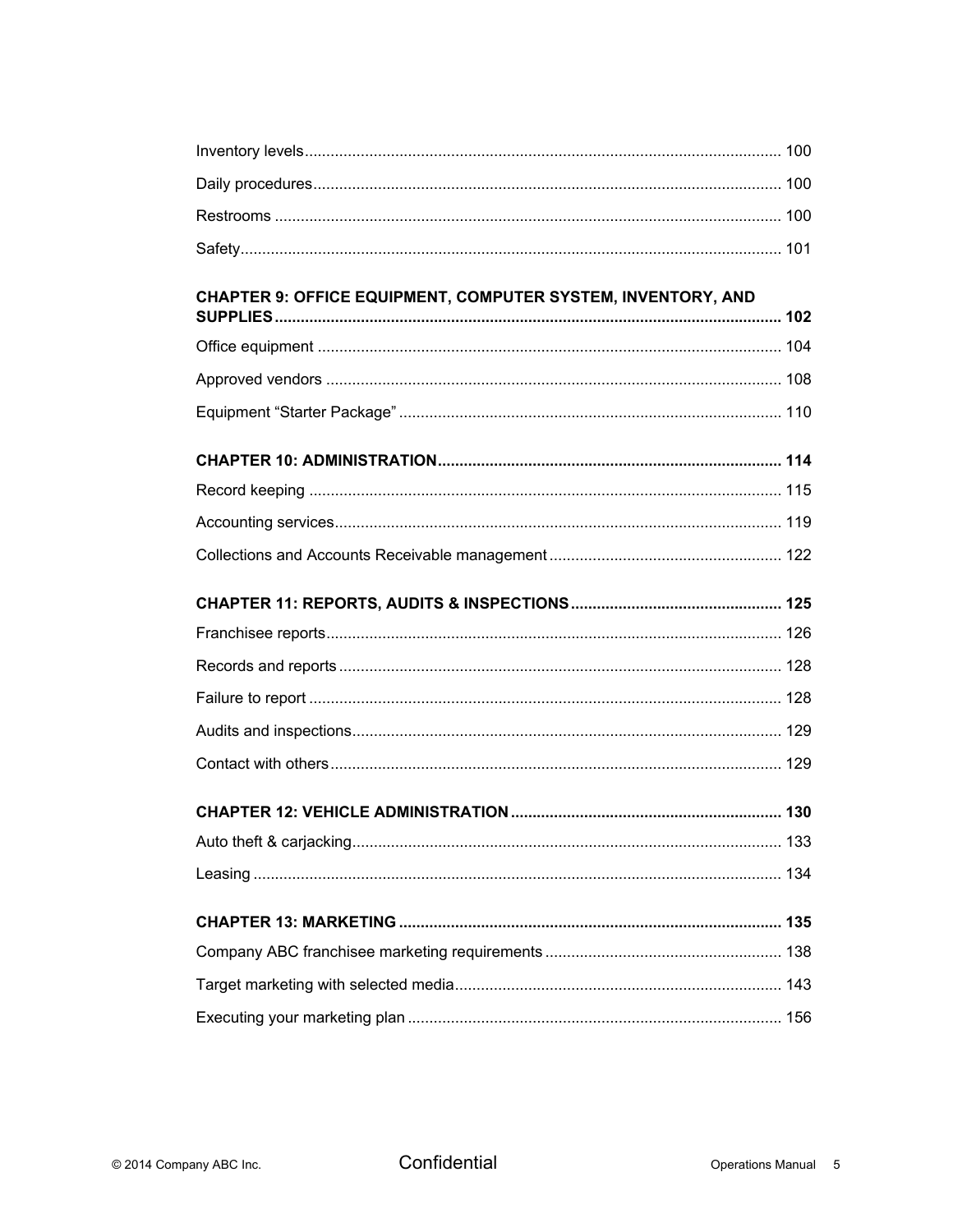Inventory levels ........ 100

Daily procedures ........ 100

Restrooms ........ 100

Safety ........ 101

**CHAPTER 9: OFFICE EQUIPMENT, COMPUTER SYSTEM, INVENTORY, AND SUPPLIES ........ 102**

Office equipment ........ 104

Approved vendors ........ 108

Equipment "Starter Package" ........ 110

**CHAPTER 10: ADMINISTRATION ........ 114**

Record keeping ........ 115

Accounting services ........ 119

Collections and Accounts Receivable management ........ 122

**CHAPTER 11: REPORTS, AUDITS & INSPECTIONS ........ 125**

Franchisee reports ........ 126

Records and reports ........ 128

Failure to report ........ 128

Audits and inspections ........ 129

Contact with others ........ 129

**CHAPTER 12: VEHICLE ADMINISTRATION ........ 130**

Auto theft & carjacking ........ 133

Leasing ........ 134

**CHAPTER 13: MARKETING ........ 135**

Company ABC franchisee marketing requirements ........ 138

Target marketing with selected media ........ 143

Executing your marketing plan ........ 156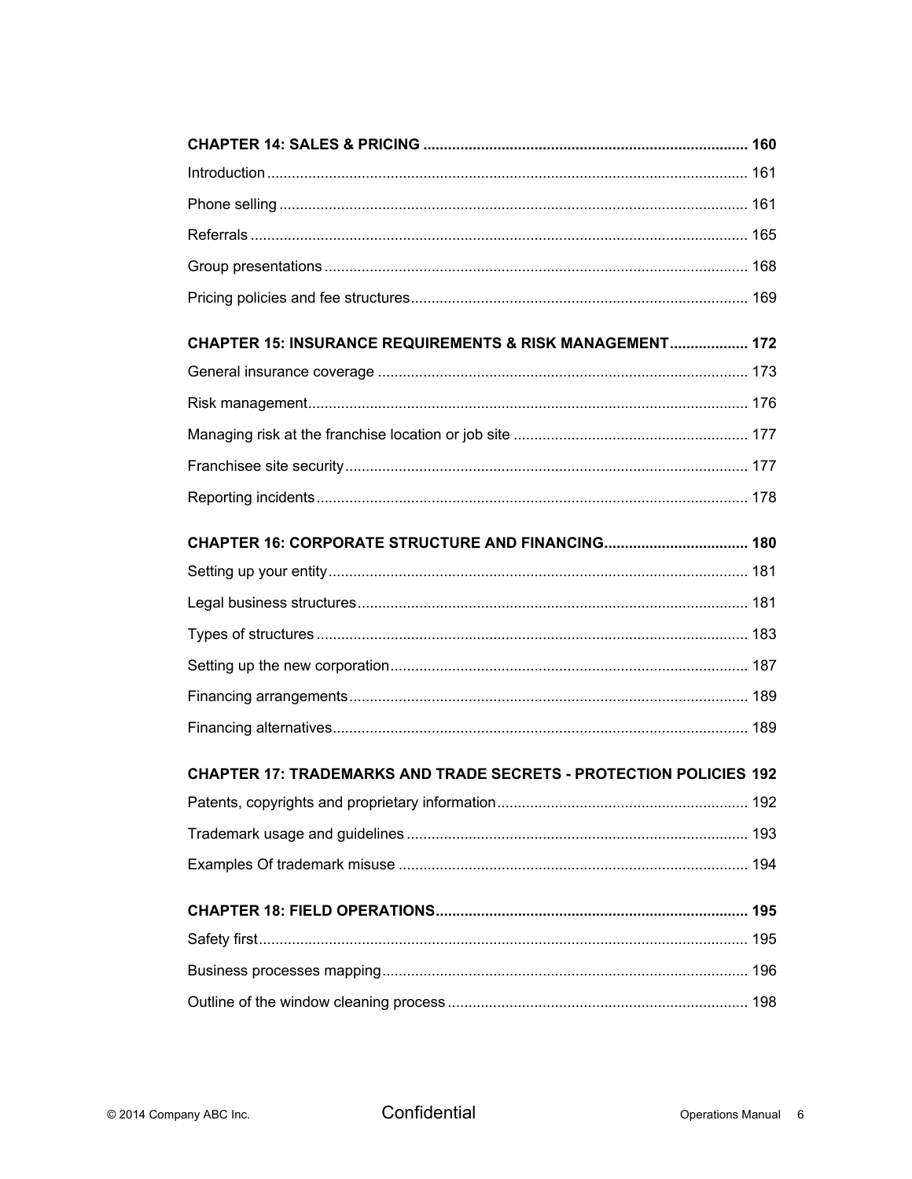**CHAPTER 14: SALES & PRICING** .......... **160**

Introduction .......... 161

Phone selling .......... 161

Referrals .......... 165

Group presentations .......... 168

Pricing policies and fee structures .......... 169

**CHAPTER 15: INSURANCE REQUIREMENTS & RISK MANAGEMENT** .......... **172**

General insurance coverage .......... 173

Risk management .......... 176

Managing risk at the franchise location or job site .......... 177

Franchisee site security .......... 177

Reporting incidents .......... 178

**CHAPTER 16: CORPORATE STRUCTURE AND FINANCING** .......... **180**

Setting up your entity .......... 181

Legal business structures .......... 181

Types of structures .......... 183

Setting up the new corporation .......... 187

Financing arrangements .......... 189

Financing alternatives .......... 189

**CHAPTER 17: TRADEMARKS AND TRADE SECRETS - PROTECTION POLICIES** **192**

Patents, copyrights and proprietary information .......... 192

Trademark usage and guidelines .......... 193

Examples Of trademark misuse .......... 194

**CHAPTER 18: FIELD OPERATIONS** .......... **195**

Safety first .......... 195

Business processes mapping .......... 196

Outline of the window cleaning process .......... 198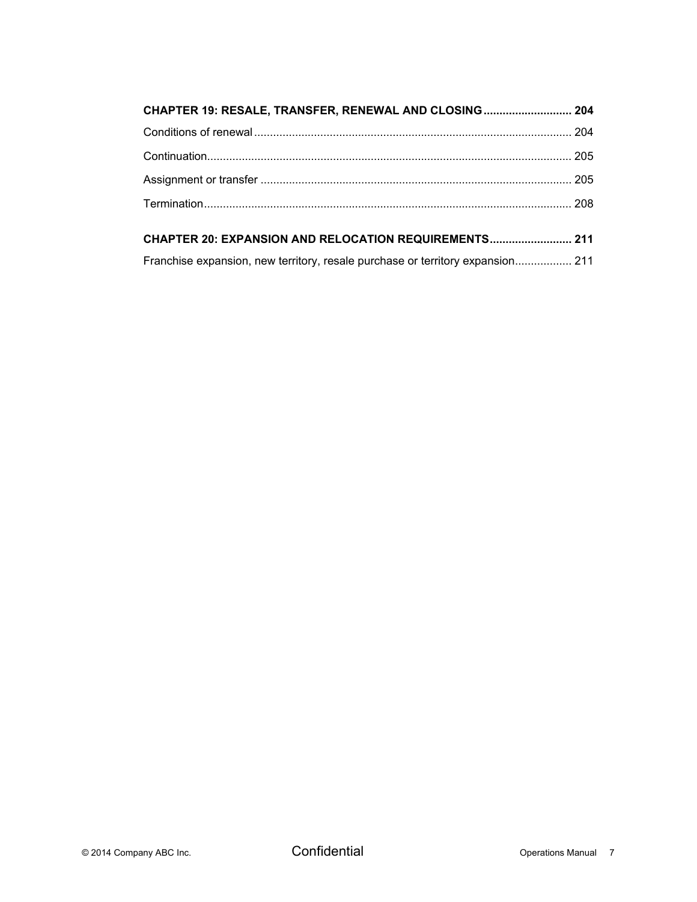**CHAPTER 19: RESALE, TRANSFER, RENEWAL AND CLOSING** ............................ **204**

Conditions of renewal .................................................................................................... 204

Continuation................................................................................................................... 205

Assignment or transfer .................................................................................................. 205

Termination.................................................................................................................... 208

**CHAPTER 20: EXPANSION AND RELOCATION REQUIREMENTS** .......................... **211**

Franchise expansion, new territory, resale purchase or territory expansion.................. 211